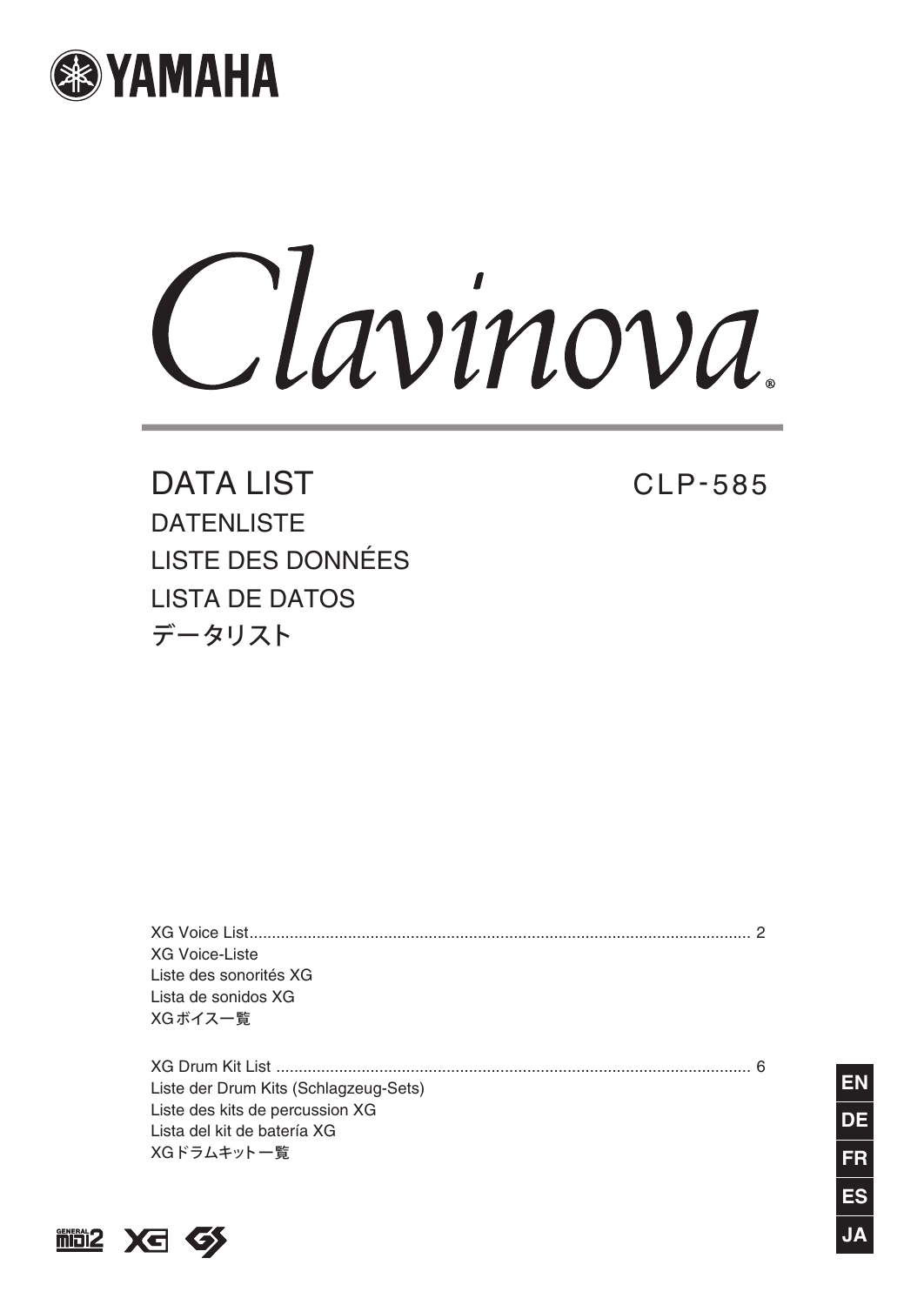YAMAHA

# Clavinova®

## DATA LIST

CLP-585

DATENLISTE

LISTE DES DONNÉES

LISTA DE DATOS

データリスト

XG Voice List .......... 2
XG Voice-Liste
Liste des sonorités XG
Lista de sonidos XG
XGボイス一覧

XG Drum Kit List .......... 6
Liste der Drum Kits (Schlagzeug-Sets)
Liste des kits de percussion XG
Lista del kit de batería XG
XGドラムキット一覧

EN DE FR ES JA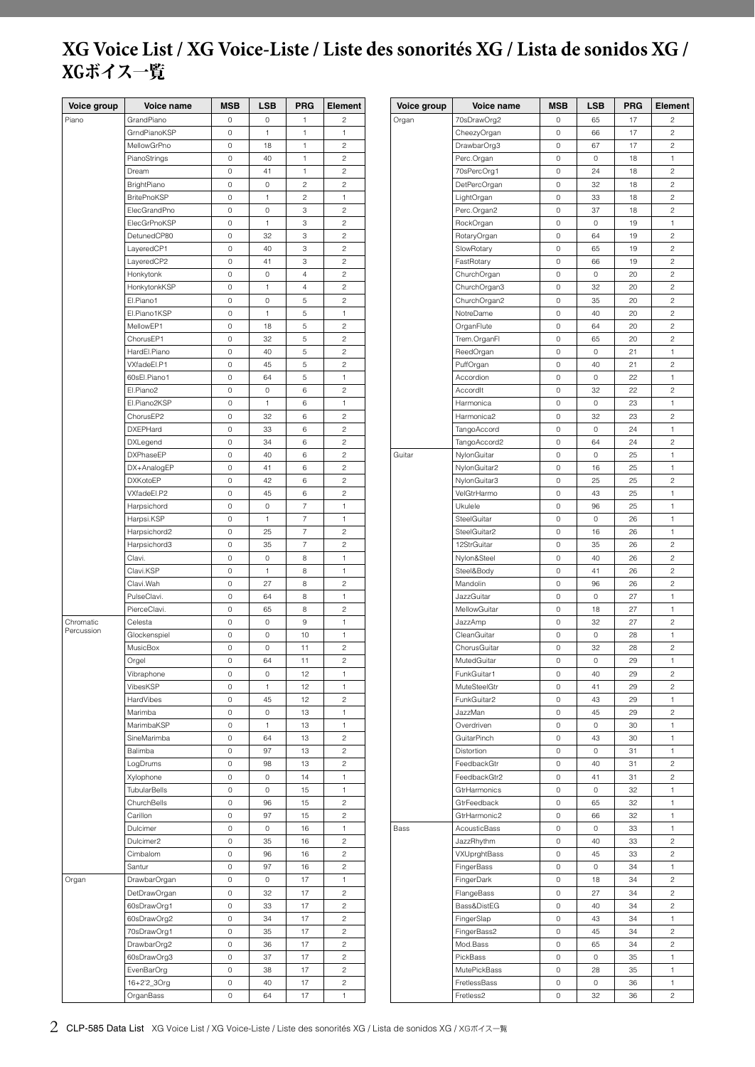# XG Voice List / XG Voice-Liste / Liste des sonorités XG / Lista de sonidos XG / XGボイス一覧

| Voice group | Voice name | MSB | LSB | PRG | Element |
|---|---|---|---|---|---|
| Piano | GrandPiano | 0 | 0 | 1 | 2 |
| | GrndPianoKSP | 0 | 1 | 1 | 1 |
| | MellowGrPno | 0 | 18 | 1 | 2 |
| | PianoStrings | 0 | 40 | 1 | 2 |
| | Dream | 0 | 41 | 1 | 2 |
| | BrightPiano | 0 | 0 | 2 | 2 |
| | BritePnoKSP | 0 | 1 | 2 | 1 |
| | ElecGrandPno | 0 | 0 | 3 | 2 |
| | ElecGrPnoKSP | 0 | 1 | 3 | 2 |
| | DetunedCP80 | 0 | 32 | 3 | 2 |
| | LayeredCP1 | 0 | 40 | 3 | 2 |
| | LayeredCP2 | 0 | 41 | 3 | 2 |
| | Honkytonk | 0 | 0 | 4 | 2 |
| | HonkytonkKSP | 0 | 1 | 4 | 2 |
| | El.Piano1 | 0 | 0 | 5 | 2 |
| | El.Piano1KSP | 0 | 1 | 5 | 1 |
| | MellowEP1 | 0 | 18 | 5 | 2 |
| | ChorusEP1 | 0 | 32 | 5 | 2 |
| | HardEl.Piano | 0 | 40 | 5 | 2 |
| | VXfadeEl.P1 | 0 | 45 | 5 | 2 |
| | 60sEl.Piano1 | 0 | 64 | 5 | 1 |
| | El.Piano2 | 0 | 0 | 6 | 2 |
| | El.Piano2KSP | 0 | 1 | 6 | 1 |
| | ChorusEP2 | 0 | 32 | 6 | 2 |
| | DXEPHard | 0 | 33 | 6 | 2 |
| | DXLegend | 0 | 34 | 6 | 2 |
| | DXPhaseEP | 0 | 40 | 6 | 2 |
| | DX+AnalogEP | 0 | 41 | 6 | 2 |
| | DXKotoEP | 0 | 42 | 6 | 2 |
| | VXfadeEl.P2 | 0 | 45 | 6 | 2 |
| | Harpsichord | 0 | 0 | 7 | 1 |
| | Harpsi.KSP | 0 | 1 | 7 | 1 |
| | Harpsichord2 | 0 | 25 | 7 | 2 |
| | Harpsichord3 | 0 | 35 | 7 | 2 |
| | Clavi. | 0 | 0 | 8 | 1 |
| | Clavi.KSP | 0 | 1 | 8 | 1 |
| | Clavi.Wah | 0 | 27 | 8 | 2 |
| | PulseClavi. | 0 | 64 | 8 | 1 |
| | PierceClavi. | 0 | 65 | 8 | 2 |
| Chromatic Percussion | Celesta | 0 | 0 | 9 | 1 |
| | Glockenspiel | 0 | 0 | 10 | 1 |
| | MusicBox | 0 | 0 | 11 | 2 |
| | Orgel | 0 | 64 | 11 | 2 |
| | Vibraphone | 0 | 0 | 12 | 1 |
| | VibesKSP | 0 | 1 | 12 | 1 |
| | HardVibes | 0 | 45 | 12 | 2 |
| | Marimba | 0 | 0 | 13 | 1 |
| | MarimbaKSP | 0 | 1 | 13 | 1 |
| | SineMarimba | 0 | 64 | 13 | 2 |
| | Balimba | 0 | 97 | 13 | 2 |
| | LogDrums | 0 | 98 | 13 | 2 |
| | Xylophone | 0 | 0 | 14 | 1 |
| | TubularBells | 0 | 0 | 15 | 1 |
| | ChurchBells | 0 | 96 | 15 | 2 |
| | Carillon | 0 | 97 | 15 | 2 |
| | Dulcimer | 0 | 0 | 16 | 1 |
| | Dulcimer2 | 0 | 35 | 16 | 2 |
| | Cimbalom | 0 | 96 | 16 | 2 |
| | Santur | 0 | 97 | 16 | 2 |
| Organ | DrawbarOrgan | 0 | 0 | 17 | 1 |
| | DetDrawOrgan | 0 | 32 | 17 | 2 |
| | 60sDrawOrg1 | 0 | 33 | 17 | 2 |
| | 60sDrawOrg2 | 0 | 34 | 17 | 2 |
| | 70sDrawOrg1 | 0 | 35 | 17 | 2 |
| | DrawbarOrg2 | 0 | 36 | 17 | 2 |
| | 60sDrawOrg3 | 0 | 37 | 17 | 2 |
| | EvenBarOrg | 0 | 38 | 17 | 2 |
| | 16+2'2_3Org | 0 | 40 | 17 | 2 |
| | OrganBass | 0 | 64 | 17 | 1 |
| Organ | 70sDrawOrg2 | 0 | 65 | 17 | 2 |
| | CheezyOrgan | 0 | 66 | 17 | 2 |
| | DrawbarOrg3 | 0 | 67 | 17 | 2 |
| | Perc.Organ | 0 | 0 | 18 | 1 |
| | 70sPercOrg1 | 0 | 24 | 18 | 2 |
| | DetPercOrgan | 0 | 32 | 18 | 2 |
| | LightOrgan | 0 | 33 | 18 | 2 |
| | Perc.Organ2 | 0 | 37 | 18 | 2 |
| | RockOrgan | 0 | 0 | 19 | 1 |
| | RotaryOrgan | 0 | 64 | 19 | 2 |
| | SlowRotary | 0 | 65 | 19 | 2 |
| | FastRotary | 0 | 66 | 19 | 2 |
| | ChurchOrgan | 0 | 0 | 20 | 2 |
| | ChurchOrgan3 | 0 | 32 | 20 | 2 |
| | ChurchOrgan2 | 0 | 35 | 20 | 2 |
| | NotreDame | 0 | 40 | 20 | 2 |
| | OrganFlute | 0 | 64 | 20 | 2 |
| | Trem.OrganFl | 0 | 65 | 20 | 2 |
| | ReedOrgan | 0 | 0 | 21 | 1 |
| | PuffOrgan | 0 | 40 | 21 | 2 |
| | Accordion | 0 | 0 | 22 | 1 |
| | AccordIt | 0 | 32 | 22 | 2 |
| | Harmonica | 0 | 0 | 23 | 1 |
| | Harmonica2 | 0 | 32 | 23 | 2 |
| | TangoAccord | 0 | 0 | 24 | 1 |
| | TangoAccord2 | 0 | 64 | 24 | 2 |
| Guitar | NylonGuitar | 0 | 0 | 25 | 1 |
| | NylonGuitar2 | 0 | 16 | 25 | 1 |
| | NylonGuitar3 | 0 | 25 | 25 | 2 |
| | VelGtrHarmo | 0 | 43 | 25 | 1 |
| | Ukulele | 0 | 96 | 25 | 1 |
| | SteelGuitar | 0 | 0 | 26 | 1 |
| | SteelGuitar2 | 0 | 16 | 26 | 1 |
| | 12StrGuitar | 0 | 35 | 26 | 2 |
| | Nylon&Steel | 0 | 40 | 26 | 2 |
| | Steel&Body | 0 | 41 | 26 | 2 |
| | Mandolin | 0 | 96 | 26 | 2 |
| | JazzGuitar | 0 | 0 | 27 | 1 |
| | MellowGuitar | 0 | 18 | 27 | 1 |
| | JazzAmp | 0 | 32 | 27 | 2 |
| | CleanGuitar | 0 | 0 | 28 | 1 |
| | ChorusGuitar | 0 | 32 | 28 | 2 |
| | MutedGuitar | 0 | 0 | 29 | 1 |
| | FunkGuitar1 | 0 | 40 | 29 | 2 |
| | MuteSteelGtr | 0 | 41 | 29 | 2 |
| | FunkGuitar2 | 0 | 43 | 29 | 1 |
| | JazzMan | 0 | 45 | 29 | 2 |
| | Overdriven | 0 | 0 | 30 | 1 |
| | GuitarPinch | 0 | 43 | 30 | 1 |
| | Distortion | 0 | 0 | 31 | 1 |
| | FeedbackGtr | 0 | 40 | 31 | 2 |
| | FeedbackGtr2 | 0 | 41 | 31 | 2 |
| | GtrHarmonics | 0 | 0 | 32 | 1 |
| | GtrFeedback | 0 | 65 | 32 | 1 |
| | GtrHarmonic2 | 0 | 66 | 32 | 1 |
| Bass | AcousticBass | 0 | 0 | 33 | 1 |
| | JazzRhythm | 0 | 40 | 33 | 2 |
| | VXUprghtBass | 0 | 45 | 33 | 2 |
| | FingerBass | 0 | 0 | 34 | 1 |
| | FingerDark | 0 | 18 | 34 | 2 |
| | FlangeBass | 0 | 27 | 34 | 2 |
| | Bass&DistEG | 0 | 40 | 34 | 2 |
| | FingerSlap | 0 | 43 | 34 | 1 |
| | FingerBass2 | 0 | 45 | 34 | 2 |
| | Mod.Bass | 0 | 65 | 34 | 2 |
| | PickBass | 0 | 0 | 35 | 1 |
| | MutePickBass | 0 | 28 | 35 | 1 |
| | FretlessBass | 0 | 0 | 36 | 1 |
| | Fretless2 | 0 | 32 | 36 | 2 |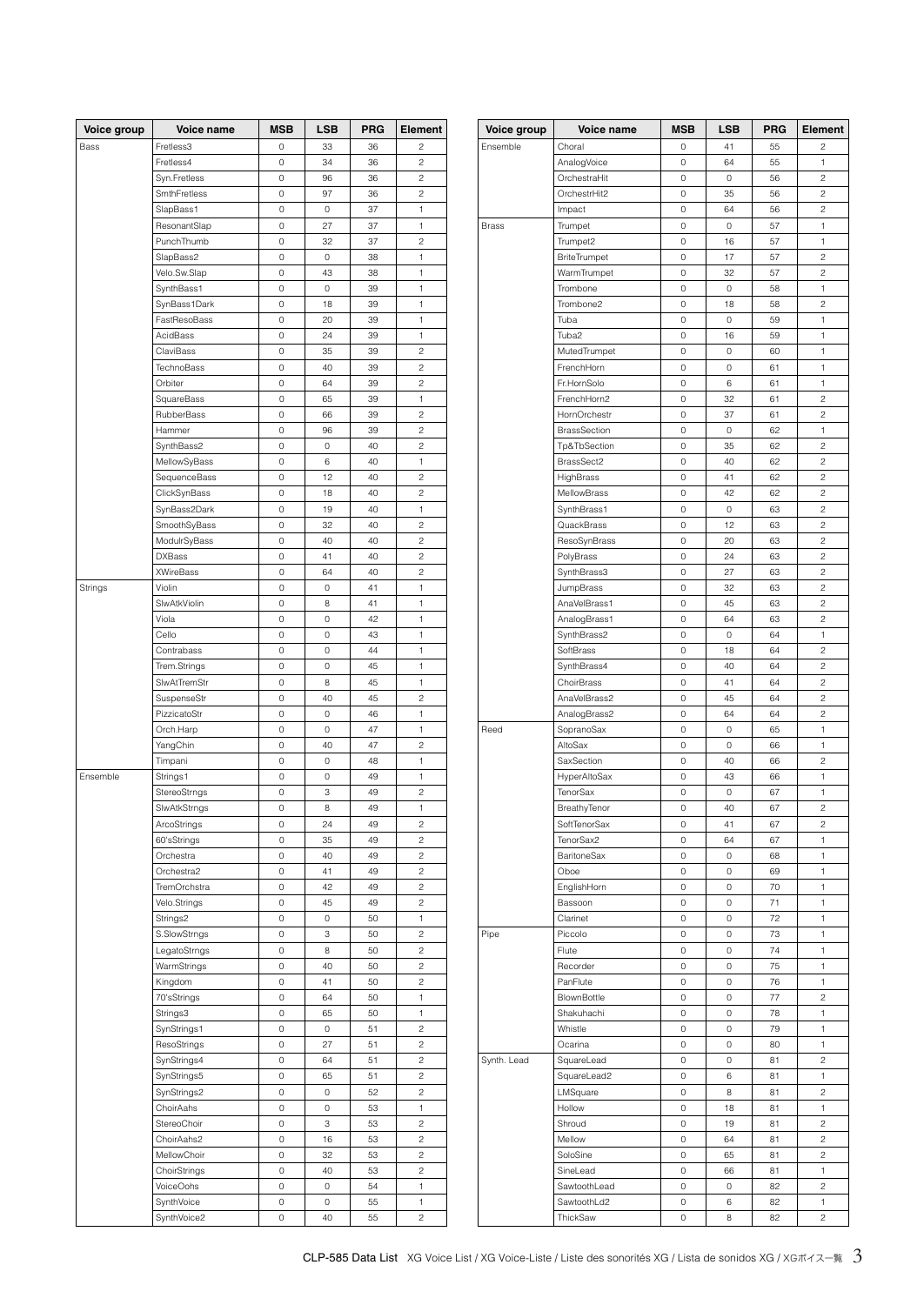| Voice group | Voice name | MSB | LSB | PRG | Element |
|---|---|---|---|---|---|
| Bass | Fretless3 | 0 | 33 | 36 | 2 |
| | Fretless4 | 0 | 34 | 36 | 2 |
| | Syn.Fretless | 0 | 96 | 36 | 2 |
| | SmthFretless | 0 | 97 | 36 | 2 |
| | SlapBass1 | 0 | 0 | 37 | 1 |
| | ResonantSlap | 0 | 27 | 37 | 1 |
| | PunchThumb | 0 | 32 | 37 | 2 |
| | SlapBass2 | 0 | 0 | 38 | 1 |
| | Velo.Sw.Slap | 0 | 43 | 38 | 1 |
| | SynthBass1 | 0 | 0 | 39 | 1 |
| | SynBass1Dark | 0 | 18 | 39 | 1 |
| | FastResoBass | 0 | 20 | 39 | 1 |
| | AcidBass | 0 | 24 | 39 | 1 |
| | ClaviBass | 0 | 35 | 39 | 2 |
| | TechnoBass | 0 | 40 | 39 | 2 |
| | Orbiter | 0 | 64 | 39 | 2 |
| | SquareBass | 0 | 65 | 39 | 1 |
| | RubberBass | 0 | 66 | 39 | 2 |
| | Hammer | 0 | 96 | 39 | 2 |
| | SynthBass2 | 0 | 0 | 40 | 2 |
| | MellowSyBass | 0 | 6 | 40 | 1 |
| | SequenceBass | 0 | 12 | 40 | 2 |
| | ClickSynBass | 0 | 18 | 40 | 2 |
| | SynBass2Dark | 0 | 19 | 40 | 1 |
| | SmoothSyBass | 0 | 32 | 40 | 2 |
| | ModulrSyBass | 0 | 40 | 40 | 2 |
| | DXBass | 0 | 41 | 40 | 2 |
| | XWireBass | 0 | 64 | 40 | 2 |
| Strings | Violin | 0 | 0 | 41 | 1 |
| | SlwAtkViolin | 0 | 8 | 41 | 1 |
| | Viola | 0 | 0 | 42 | 1 |
| | Cello | 0 | 0 | 43 | 1 |
| | Contrabass | 0 | 0 | 44 | 1 |
| | Trem.Strings | 0 | 0 | 45 | 1 |
| | SlwAtTremStr | 0 | 8 | 45 | 1 |
| | SuspenseStr | 0 | 40 | 45 | 2 |
| | PizzicatoStr | 0 | 0 | 46 | 1 |
| | Orch.Harp | 0 | 0 | 47 | 1 |
| | YangChin | 0 | 40 | 47 | 2 |
| | Timpani | 0 | 0 | 48 | 1 |
| Ensemble | Strings1 | 0 | 0 | 49 | 1 |
| | StereoStrngs | 0 | 3 | 49 | 2 |
| | SlwAtkStrngs | 0 | 8 | 49 | 1 |
| | ArcoStrings | 0 | 24 | 49 | 2 |
| | 60'sStrings | 0 | 35 | 49 | 2 |
| | Orchestra | 0 | 40 | 49 | 2 |
| | Orchestra2 | 0 | 41 | 49 | 2 |
| | TremOrchstra | 0 | 42 | 49 | 2 |
| | Velo.Strings | 0 | 45 | 49 | 2 |
| | Strings2 | 0 | 0 | 50 | 1 |
| | S.SlowStrngs | 0 | 3 | 50 | 2 |
| | LegatoStrngs | 0 | 8 | 50 | 2 |
| | WarmStrings | 0 | 40 | 50 | 2 |
| | Kingdom | 0 | 41 | 50 | 2 |
| | 70'sStrings | 0 | 64 | 50 | 1 |
| | Strings3 | 0 | 65 | 50 | 1 |
| | SynStrings1 | 0 | 0 | 51 | 2 |
| | ResoStrings | 0 | 27 | 51 | 2 |
| | SynStrings4 | 0 | 64 | 51 | 2 |
| | SynStrings5 | 0 | 65 | 51 | 2 |
| | SynStrings2 | 0 | 0 | 52 | 2 |
| | ChoirAahs | 0 | 0 | 53 | 1 |
| | StereoChoir | 0 | 3 | 53 | 2 |
| | ChoirAahs2 | 0 | 16 | 53 | 2 |
| | MellowChoir | 0 | 32 | 53 | 2 |
| | ChoirStrings | 0 | 40 | 53 | 2 |
| | VoiceOohs | 0 | 0 | 54 | 1 |
| | SynthVoice | 0 | 0 | 55 | 1 |
| | SynthVoice2 | 0 | 40 | 55 | 2 |
| | Choral | 0 | 41 | 55 | 2 |
| | AnalogVoice | 0 | 64 | 55 | 1 |
| | OrchestraHit | 0 | 0 | 56 | 2 |
| | OrchestrHit2 | 0 | 35 | 56 | 2 |
| | Impact | 0 | 64 | 56 | 2 |
| Brass | Trumpet | 0 | 0 | 57 | 1 |
| | Trumpet2 | 0 | 16 | 57 | 1 |
| | BriteTrumpet | 0 | 17 | 57 | 2 |
| | WarmTrumpet | 0 | 32 | 57 | 2 |
| | Trombone | 0 | 0 | 58 | 1 |
| | Trombone2 | 0 | 18 | 58 | 2 |
| | Tuba | 0 | 0 | 59 | 1 |
| | Tuba2 | 0 | 16 | 59 | 1 |
| | MutedTrumpet | 0 | 0 | 60 | 1 |
| | FrenchHorn | 0 | 0 | 61 | 1 |
| | Fr.HornSolo | 0 | 6 | 61 | 1 |
| | FrenchHorn2 | 0 | 32 | 61 | 2 |
| | HornOrchestr | 0 | 37 | 61 | 2 |
| | BrassSection | 0 | 0 | 62 | 1 |
| | Tp&TbSection | 0 | 35 | 62 | 2 |
| | BrassSect2 | 0 | 40 | 62 | 2 |
| | HighBrass | 0 | 41 | 62 | 2 |
| | MellowBrass | 0 | 42 | 62 | 2 |
| | SynthBrass1 | 0 | 0 | 63 | 2 |
| | QuackBrass | 0 | 12 | 63 | 2 |
| | ResoSynBrass | 0 | 20 | 63 | 2 |
| | PolyBrass | 0 | 24 | 63 | 2 |
| | SynthBrass3 | 0 | 27 | 63 | 2 |
| | JumpBrass | 0 | 32 | 63 | 2 |
| | AnaVelBrass1 | 0 | 45 | 63 | 2 |
| | AnalogBrass1 | 0 | 64 | 63 | 2 |
| | SynthBrass2 | 0 | 0 | 64 | 1 |
| | SoftBrass | 0 | 18 | 64 | 2 |
| | SynthBrass4 | 0 | 40 | 64 | 2 |
| | ChoirBrass | 0 | 41 | 64 | 2 |
| | AnaVelBrass2 | 0 | 45 | 64 | 2 |
| | AnalogBrass2 | 0 | 64 | 64 | 2 |
| Reed | SopranoSax | 0 | 0 | 65 | 1 |
| | AltoSax | 0 | 0 | 66 | 1 |
| | SaxSection | 0 | 40 | 66 | 2 |
| | HyperAltoSax | 0 | 43 | 66 | 1 |
| | TenorSax | 0 | 0 | 67 | 1 |
| | BreathyTenor | 0 | 40 | 67 | 2 |
| | SoftTenorSax | 0 | 41 | 67 | 2 |
| | TenorSax2 | 0 | 64 | 67 | 1 |
| | BaritoneSax | 0 | 0 | 68 | 1 |
| | Oboe | 0 | 0 | 69 | 1 |
| | EnglishHorn | 0 | 0 | 70 | 1 |
| | Bassoon | 0 | 0 | 71 | 1 |
| | Clarinet | 0 | 0 | 72 | 1 |
| Pipe | Piccolo | 0 | 0 | 73 | 1 |
| | Flute | 0 | 0 | 74 | 1 |
| | Recorder | 0 | 0 | 75 | 1 |
| | PanFlute | 0 | 0 | 76 | 1 |
| | BlownBottle | 0 | 0 | 77 | 2 |
| | Shakuhachi | 0 | 0 | 78 | 1 |
| | Whistle | 0 | 0 | 79 | 1 |
| | Ocarina | 0 | 0 | 80 | 1 |
| Synth. Lead | SquareLead | 0 | 0 | 81 | 2 |
| | SquareLead2 | 0 | 6 | 81 | 1 |
| | LMSquare | 0 | 8 | 81 | 2 |
| | Hollow | 0 | 18 | 81 | 1 |
| | Shroud | 0 | 19 | 81 | 2 |
| | Mellow | 0 | 64 | 81 | 2 |
| | SoloSine | 0 | 65 | 81 | 2 |
| | SineLead | 0 | 66 | 81 | 1 |
| | SawtoothLead | 0 | 0 | 82 | 2 |
| | SawtoothLd2 | 0 | 6 | 82 | 1 |
| | ThickSaw | 0 | 8 | 82 | 2 |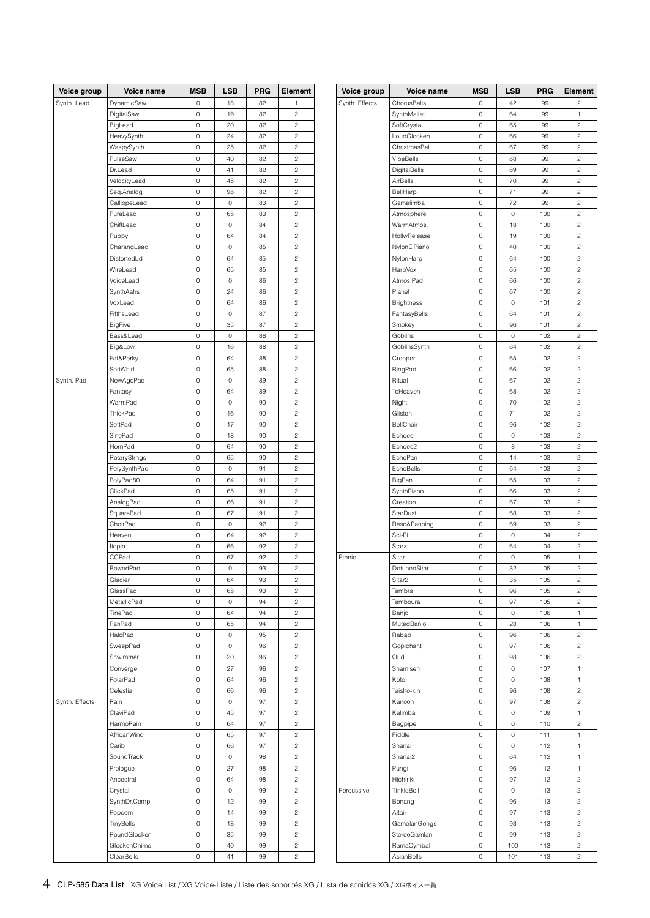| Voice group | Voice name | MSB | LSB | PRG | Element |
|---|---|---|---|---|---|
| Synth. Lead | DynamicSaw | 0 | 18 | 82 | 1 |
| | DigitalSaw | 0 | 19 | 82 | 2 |
| | BigLead | 0 | 20 | 82 | 2 |
| | HeavySynth | 0 | 24 | 82 | 2 |
| | WaspySynth | 0 | 25 | 82 | 2 |
| | PulseSaw | 0 | 40 | 82 | 2 |
| | Dr.Lead | 0 | 41 | 82 | 2 |
| | VelocityLead | 0 | 45 | 82 | 2 |
| | Seq.Analog | 0 | 96 | 82 | 2 |
| | CalliopeLead | 0 | 0 | 83 | 2 |
| | PureLead | 0 | 65 | 83 | 2 |
| | ChiffLead | 0 | 0 | 84 | 2 |
| | Rubby | 0 | 64 | 84 | 2 |
| | CharangLead | 0 | 0 | 85 | 2 |
| | DistortedLd | 0 | 64 | 85 | 2 |
| | WireLead | 0 | 65 | 85 | 2 |
| | VoiceLead | 0 | 0 | 86 | 2 |
| | SynthAahs | 0 | 24 | 86 | 2 |
| | VoxLead | 0 | 64 | 86 | 2 |
| | FifthsLead | 0 | 0 | 87 | 2 |
| | BigFive | 0 | 35 | 87 | 2 |
| | Bass&Lead | 0 | 0 | 88 | 2 |
| | Big&Low | 0 | 16 | 88 | 2 |
| | Fat&Perky | 0 | 64 | 88 | 2 |
| | SoftWhirl | 0 | 65 | 88 | 2 |
| Synth. Pad | NewAgePad | 0 | 0 | 89 | 2 |
| | Fantasy | 0 | 64 | 89 | 2 |
| | WarmPad | 0 | 0 | 90 | 2 |
| | ThickPad | 0 | 16 | 90 | 2 |
| | SoftPad | 0 | 17 | 90 | 2 |
| | SinePad | 0 | 18 | 90 | 2 |
| | HornPad | 0 | 64 | 90 | 2 |
| | RotaryStrngs | 0 | 65 | 90 | 2 |
| | PolySynthPad | 0 | 0 | 91 | 2 |
| | PolyPad80 | 0 | 64 | 91 | 2 |
| | ClickPad | 0 | 65 | 91 | 2 |
| | AnalogPad | 0 | 66 | 91 | 2 |
| | SquarePad | 0 | 67 | 91 | 2 |
| | ChoirPad | 0 | 0 | 92 | 2 |
| | Heaven | 0 | 64 | 92 | 2 |
| | Itopia | 0 | 66 | 92 | 2 |
| | CCPad | 0 | 67 | 92 | 2 |
| | BowedPad | 0 | 0 | 93 | 2 |
| | Glacier | 0 | 64 | 93 | 2 |
| | GlassPad | 0 | 65 | 93 | 2 |
| | MetallicPad | 0 | 0 | 94 | 2 |
| | TinePad | 0 | 64 | 94 | 2 |
| | PanPad | 0 | 65 | 94 | 2 |
| | HaloPad | 0 | 0 | 95 | 2 |
| | SweepPad | 0 | 0 | 96 | 2 |
| | Shwimmer | 0 | 20 | 96 | 2 |
| | Converge | 0 | 27 | 96 | 2 |
| | PolarPad | 0 | 64 | 96 | 2 |
| | Celestial | 0 | 66 | 96 | 2 |
| Synth. Effects | Rain | 0 | 0 | 97 | 2 |
| | ClaviPad | 0 | 45 | 97 | 2 |
| | HarmoRain | 0 | 64 | 97 | 2 |
| | AfricanWind | 0 | 65 | 97 | 2 |
| | Carib | 0 | 66 | 97 | 2 |
| | SoundTrack | 0 | 0 | 98 | 2 |
| | Prologue | 0 | 27 | 98 | 2 |
| | Ancestral | 0 | 64 | 98 | 2 |
| | Crystal | 0 | 0 | 99 | 2 |
| | SynthDr.Comp | 0 | 12 | 99 | 2 |
| | Popcorn | 0 | 14 | 99 | 2 |
| | TinyBells | 0 | 18 | 99 | 2 |
| | RoundGlocken | 0 | 35 | 99 | 2 |
| | GlockenChime | 0 | 40 | 99 | 2 |
| | ClearBells | 0 | 41 | 99 | 2 |
| Synth. Effects | ChorusBells | 0 | 42 | 99 | 2 |
| | SynthMallet | 0 | 64 | 99 | 1 |
| | SoftCrystal | 0 | 65 | 99 | 2 |
| | LoudGlocken | 0 | 66 | 99 | 2 |
| | ChristmasBel | 0 | 67 | 99 | 2 |
| | VibeBells | 0 | 68 | 99 | 2 |
| | DigitalBells | 0 | 69 | 99 | 2 |
| | AirBells | 0 | 70 | 99 | 2 |
| | BellHarp | 0 | 71 | 99 | 2 |
| | Gamelimba | 0 | 72 | 99 | 2 |
| | Atmosphere | 0 | 0 | 100 | 2 |
| | WarmAtmos. | 0 | 18 | 100 | 2 |
| | HollwRelease | 0 | 19 | 100 | 2 |
| | NylonElPiano | 0 | 40 | 100 | 2 |
| | NylonHarp | 0 | 64 | 100 | 2 |
| | HarpVox | 0 | 65 | 100 | 2 |
| | Atmos.Pad | 0 | 66 | 100 | 2 |
| | Planet | 0 | 67 | 100 | 2 |
| | Brightness | 0 | 0 | 101 | 2 |
| | FantasyBells | 0 | 64 | 101 | 2 |
| | Smokey | 0 | 96 | 101 | 2 |
| | Goblins | 0 | 0 | 102 | 2 |
| | GoblinsSynth | 0 | 64 | 102 | 2 |
| | Creeper | 0 | 65 | 102 | 2 |
| | RingPad | 0 | 66 | 102 | 2 |
| | Ritual | 0 | 67 | 102 | 2 |
| | ToHeaven | 0 | 68 | 102 | 2 |
| | Night | 0 | 70 | 102 | 2 |
| | Glisten | 0 | 71 | 102 | 2 |
| | BellChoir | 0 | 96 | 102 | 2 |
| | Echoes | 0 | 0 | 103 | 2 |
| | Echoes2 | 0 | 8 | 103 | 2 |
| | EchoPan | 0 | 14 | 103 | 2 |
| | EchoBells | 0 | 64 | 103 | 2 |
| | BigPan | 0 | 65 | 103 | 2 |
| | SynthPiano | 0 | 66 | 103 | 2 |
| | Creation | 0 | 67 | 103 | 2 |
| | StarDust | 0 | 68 | 103 | 2 |
| | Reso&Panning | 0 | 69 | 103 | 2 |
| | Sci-Fi | 0 | 0 | 104 | 2 |
| | Starz | 0 | 64 | 104 | 2 |
| Ethnic | Sitar | 0 | 0 | 105 | 1 |
| | DetunedSitar | 0 | 32 | 105 | 2 |
| | Sitar2 | 0 | 35 | 105 | 2 |
| | Tambra | 0 | 96 | 105 | 2 |
| | Tamboura | 0 | 97 | 105 | 2 |
| | Banjo | 0 | 0 | 106 | 1 |
| | MutedBanjo | 0 | 28 | 106 | 1 |
| | Rabab | 0 | 96 | 106 | 2 |
| | Gopichant | 0 | 97 | 106 | 2 |
| | Oud | 0 | 98 | 106 | 2 |
| | Shamisen | 0 | 0 | 107 | 1 |
| | Koto | 0 | 0 | 108 | 1 |
| | Taisho-kin | 0 | 96 | 108 | 2 |
| | Kanoon | 0 | 97 | 108 | 2 |
| | Kalimba | 0 | 0 | 109 | 1 |
| | Bagpipe | 0 | 0 | 110 | 2 |
| | Fiddle | 0 | 0 | 111 | 1 |
| | Shanai | 0 | 0 | 112 | 1 |
| | Shanai2 | 0 | 64 | 112 | 1 |
| | Pungi | 0 | 96 | 112 | 1 |
| | Hichiriki | 0 | 97 | 112 | 2 |
| Percussive | TinkleBell | 0 | 0 | 113 | 2 |
| | Bonang | 0 | 96 | 113 | 2 |
| | Altair | 0 | 97 | 113 | 2 |
| | GamelanGongs | 0 | 98 | 113 | 2 |
| | StereoGamlan | 0 | 99 | 113 | 2 |
| | RamaCymbal | 0 | 100 | 113 | 2 |
| | AsianBells | 0 | 101 | 113 | 2 |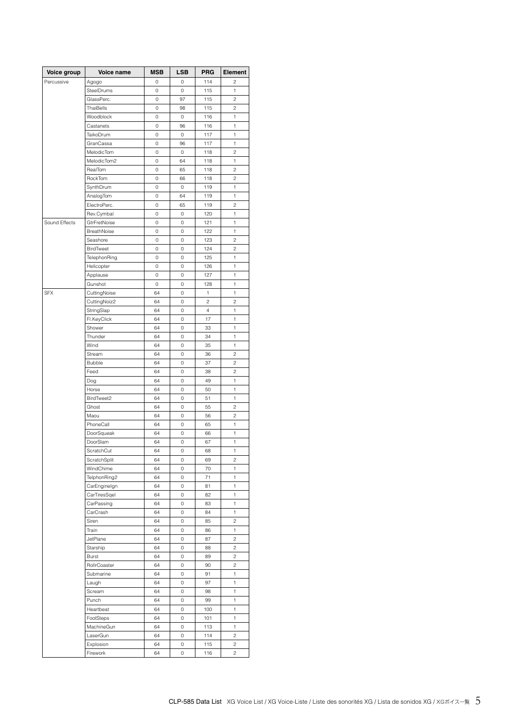| Voice group | Voice name | MSB | LSB | PRG | Element |
|---|---|---|---|---|---|
| Percussive | Agogo | 0 | 0 | 114 | 2 |
| | SteelDrums | 0 | 0 | 115 | 1 |
| | GlassPerc. | 0 | 97 | 115 | 2 |
| | ThaiBells | 0 | 98 | 115 | 2 |
| | Woodblock | 0 | 0 | 116 | 1 |
| | Castanets | 0 | 96 | 116 | 1 |
| | TaikoDrum | 0 | 0 | 117 | 1 |
| | GranCassa | 0 | 96 | 117 | 1 |
| | MelodicTom | 0 | 0 | 118 | 2 |
| | MelodicTom2 | 0 | 64 | 118 | 1 |
| | RealTom | 0 | 65 | 118 | 2 |
| | RockTom | 0 | 66 | 118 | 2 |
| | SynthDrum | 0 | 0 | 119 | 1 |
| | AnalogTom | 0 | 64 | 119 | 1 |
| | ElectroPerc. | 0 | 65 | 119 | 2 |
| | Rev.Cymbal | 0 | 0 | 120 | 1 |
| Sound Effects | GtrFretNoise | 0 | 0 | 121 | 1 |
| | BreathNoise | 0 | 0 | 122 | 1 |
| | Seashore | 0 | 0 | 123 | 2 |
| | BirdTweet | 0 | 0 | 124 | 2 |
| | TelephonRing | 0 | 0 | 125 | 1 |
| | Helicopter | 0 | 0 | 126 | 1 |
| | Applause | 0 | 0 | 127 | 1 |
| | Gunshot | 0 | 0 | 128 | 1 |
| SFX | CuttingNoise | 64 | 0 | 1 | 1 |
| | CuttingNoiz2 | 64 | 0 | 2 | 2 |
| | StringSlap | 64 | 0 | 4 | 1 |
| | Fl.KeyClick | 64 | 0 | 17 | 1 |
| | Shower | 64 | 0 | 33 | 1 |
| | Thunder | 64 | 0 | 34 | 1 |
| | Wind | 64 | 0 | 35 | 1 |
| | Stream | 64 | 0 | 36 | 2 |
| | Bubble | 64 | 0 | 37 | 2 |
| | Feed | 64 | 0 | 38 | 2 |
| | Dog | 64 | 0 | 49 | 1 |
| | Horse | 64 | 0 | 50 | 1 |
| | BirdTweet2 | 64 | 0 | 51 | 1 |
| | Ghost | 64 | 0 | 55 | 2 |
| | Maou | 64 | 0 | 56 | 2 |
| | PhoneCall | 64 | 0 | 65 | 1 |
| | DoorSqueak | 64 | 0 | 66 | 1 |
| | DoorSlam | 64 | 0 | 67 | 1 |
| | ScratchCut | 64 | 0 | 68 | 1 |
| | ScratchSplit | 64 | 0 | 69 | 2 |
| | WindChime | 64 | 0 | 70 | 1 |
| | TelphonRing2 | 64 | 0 | 71 | 1 |
| | CarEngineIgn | 64 | 0 | 81 | 1 |
| | CarTiresSqel | 64 | 0 | 82 | 1 |
| | CarPassing | 64 | 0 | 83 | 1 |
| | CarCrash | 64 | 0 | 84 | 1 |
| | Siren | 64 | 0 | 85 | 2 |
| | Train | 64 | 0 | 86 | 1 |
| | JetPlane | 64 | 0 | 87 | 2 |
| | Starship | 64 | 0 | 88 | 2 |
| | Burst | 64 | 0 | 89 | 2 |
| | RollrCoaster | 64 | 0 | 90 | 2 |
| | Submarine | 64 | 0 | 91 | 1 |
| | Laugh | 64 | 0 | 97 | 1 |
| | Scream | 64 | 0 | 98 | 1 |
| | Punch | 64 | 0 | 99 | 1 |
| | Heartbeat | 64 | 0 | 100 | 1 |
| | FootSteps | 64 | 0 | 101 | 1 |
| | MachineGun | 64 | 0 | 113 | 1 |
| | LaserGun | 64 | 0 | 114 | 2 |
| | Explosion | 64 | 0 | 115 | 2 |
| | Firework | 64 | 0 | 116 | 2 |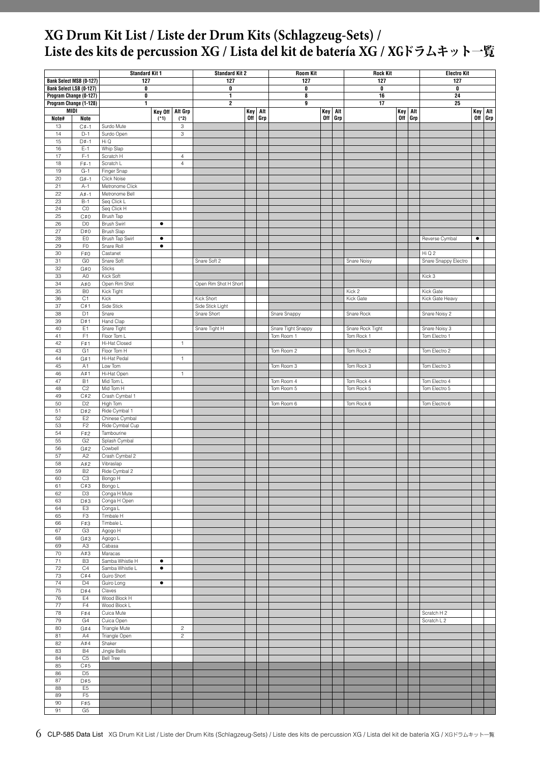# XG Drum Kit List / Liste der Drum Kits (Schlagzeug-Sets) / Liste des kits de percussion XG / Lista del kit de batería XG / XGドラムキット一覧

| | | Standard Kit 1 | | | Standard Kit 2 | | | Room Kit | | | Rock Kit | | | Electro Kit | | |
|---|---|---|---|---|---|---|---|---|---|---|---|---|---|---|---|---|
| Bank Select MSB (0-127) | | 127 | | | 127 | | | 127 | | | 127 | | | 127 | | |
| Bank Select LSB (0-127) | | 0 | | | 0 | | | 0 | | | 0 | | | 0 | | |
| Program Change (0-127) | | 0 | | | 1 | | | 8 | | | 16 | | | 24 | | |
| Program Change (1-128) | | 1 | | | 2 | | | 9 | | | 17 | | | 25 | | |
| MIDI Note# | Note | | Key Off (*1) | Alt Grp (*2) | | Key Off | Alt Grp | | Key Off | Alt Grp | | Key Off | Alt Grp | | Key Off | Alt Grp |
| 13 | C#-1 | Surdo Mute | | 3 | | | | | | | | | | | | |
| 14 | D-1 | Surdo Open | | 3 | | | | | | | | | | | | |
| 15 | D#-1 | Hi Q | | | | | | | | | | | | | | |
| 16 | E-1 | Whip Slap | | | | | | | | | | | | | | |
| 17 | F-1 | Scratch H | | 4 | | | | | | | | | | | | |
| 18 | F#-1 | Scratch L | | 4 | | | | | | | | | | | | |
| 19 | G-1 | Finger Snap | | | | | | | | | | | | | | |
| 20 | G#-1 | Click Noise | | | | | | | | | | | | | | |
| 21 | A-1 | Metronome Click | | | | | | | | | | | | | | |
| 22 | A#-1 | Metronome Bell | | | | | | | | | | | | | | |
| 23 | B-1 | Seq Click L | | | | | | | | | | | | | | |
| 24 | C0 | Seq Click H | | | | | | | | | | | | | | |
| 25 | C#0 | Brush Tap | | | | | | | | | | | | | | |
| 26 | D0 | Brush Swirl | ● | | | | | | | | | | | | | |
| 27 | D#0 | Brush Slap | | | | | | | | | | | | | | |
| 28 | E0 | Brush Tap Swirl | ● | | | | | | | | | | | Reverse Cymbal | ● | |
| 29 | F0 | Snare Roll | ● | | | | | | | | | | | | | |
| 30 | F#0 | Castanet | | | | | | | | | | | | Hi Q 2 | | |
| 31 | G0 | Snare Soft | | | Snare Soft 2 | | | | | | Snare Noisy | | | Snare Snappy Electro | | |
| 32 | G#0 | Sticks | | | | | | | | | | | | | | |
| 33 | A0 | Kick Soft | | | | | | | | | | | | Kick 3 | | |
| 34 | A#0 | Open Rim Shot | | | Open Rim Shot H Short | | | | | | | | | | | |
| 35 | B0 | Kick Tight | | | | | | | | | Kick 2 | | | Kick Gate | | |
| 36 | C1 | Kick | | | Kick Short | | | | | | Kick Gate | | | Kick Gate Heavy | | |
| 37 | C#1 | Side Stick | | | Side Stick Light | | | | | | | | | | | |
| 38 | D1 | Snare | | | Snare Short | | | Snare Snappy | | | Snare Rock | | | Snare Noisy 2 | | |
| 39 | D#1 | Hand Clap | | | | | | | | | | | | | | |
| 40 | E1 | Snare Tight | | | Snare Tight H | | | Snare Tight Snappy | | | Snare Rock Tight | | | Snare Noisy 3 | | |
| 41 | F1 | Floor Tom L | | | | | | Tom Room 1 | | | Tom Rock 1 | | | Tom Electro 1 | | |
| 42 | F#1 | Hi-Hat Closed | | 1 | | | | | | | | | | | | |
| 43 | G1 | Floor Tom H | | | | | | Tom Room 2 | | | Tom Rock 2 | | | Tom Electro 2 | | |
| 44 | G#1 | Hi-Hat Pedal | | 1 | | | | | | | | | | | | |
| 45 | A1 | Low Tom | | | | | | Tom Room 3 | | | Tom Rock 3 | | | Tom Electro 3 | | |
| 46 | A#1 | Hi-Hat Open | | 1 | | | | | | | | | | | | |
| 47 | B1 | Mid Tom L | | | | | | Tom Room 4 | | | Tom Rock 4 | | | Tom Electro 4 | | |
| 48 | C2 | Mid Tom H | | | | | | Tom Room 5 | | | Tom Rock 5 | | | Tom Electro 5 | | |
| 49 | C#2 | Crash Cymbal 1 | | | | | | | | | | | | | | |
| 50 | D2 | High Tom | | | | | | Tom Room 6 | | | Tom Rock 6 | | | Tom Electro 6 | | |
| 51 | D#2 | Ride Cymbal 1 | | | | | | | | | | | | | | |
| 52 | E2 | Chinese Cymbal | | | | | | | | | | | | | | |
| 53 | F2 | Ride Cymbal Cup | | | | | | | | | | | | | | |
| 54 | F#2 | Tambourine | | | | | | | | | | | | | | |
| 55 | G2 | Splash Cymbal | | | | | | | | | | | | | | |
| 56 | G#2 | Cowbell | | | | | | | | | | | | | | |
| 57 | A2 | Crash Cymbal 2 | | | | | | | | | | | | | | |
| 58 | A#2 | Vibraslap | | | | | | | | | | | | | | |
| 59 | B2 | Ride Cymbal 2 | | | | | | | | | | | | | | |
| 60 | C3 | Bongo H | | | | | | | | | | | | | | |
| 61 | C#3 | Bongo L | | | | | | | | | | | | | | |
| 62 | D3 | Conga H Mute | | | | | | | | | | | | | | |
| 63 | D#3 | Conga H Open | | | | | | | | | | | | | | |
| 64 | E3 | Conga L | | | | | | | | | | | | | | |
| 65 | F3 | Timbale H | | | | | | | | | | | | | | |
| 66 | F#3 | Timbale L | | | | | | | | | | | | | | |
| 67 | G3 | Agogo H | | | | | | | | | | | | | | |
| 68 | G#3 | Agogo L | | | | | | | | | | | | | | |
| 69 | A3 | Cabasa | | | | | | | | | | | | | | |
| 70 | A#3 | Maracas | | | | | | | | | | | | | | |
| 71 | B3 | Samba Whistle H | ● | | | | | | | | | | | | | |
| 72 | C4 | Samba Whistle L | ● | | | | | | | | | | | | | |
| 73 | C#4 | Guiro Short | | | | | | | | | | | | | | |
| 74 | D4 | Guiro Long | ● | | | | | | | | | | | | | |
| 75 | D#4 | Claves | | | | | | | | | | | | | | |
| 76 | E4 | Wood Block H | | | | | | | | | | | | | | |
| 77 | F4 | Wood Block L | | | | | | | | | | | | | | |
| 78 | F#4 | Cuica Mute | | | | | | | | | | | | Scratch H 2 | | |
| 79 | G4 | Cuica Open | | | | | | | | | | | | Scratch L 2 | | |
| 80 | G#4 | Triangle Mute | | 2 | | | | | | | | | | | | |
| 81 | A4 | Triangle Open | | 2 | | | | | | | | | | | | |
| 82 | A#4 | Shaker | | | | | | | | | | | | | | |
| 83 | B4 | Jingle Bells | | | | | | | | | | | | | | |
| 84 | C5 | Bell Tree | | | | | | | | | | | | | | |
| 85 | C#5 | | | | | | | | | | | | | | | |
| 86 | D5 | | | | | | | | | | | | | | | |
| 87 | D#5 | | | | | | | | | | | | | | | |
| 88 | E5 | | | | | | | | | | | | | | | |
| 89 | F5 | | | | | | | | | | | | | | | |
| 90 | F#5 | | | | | | | | | | | | | | | |
| 91 | G5 | | | | | | | | | | | | | | | |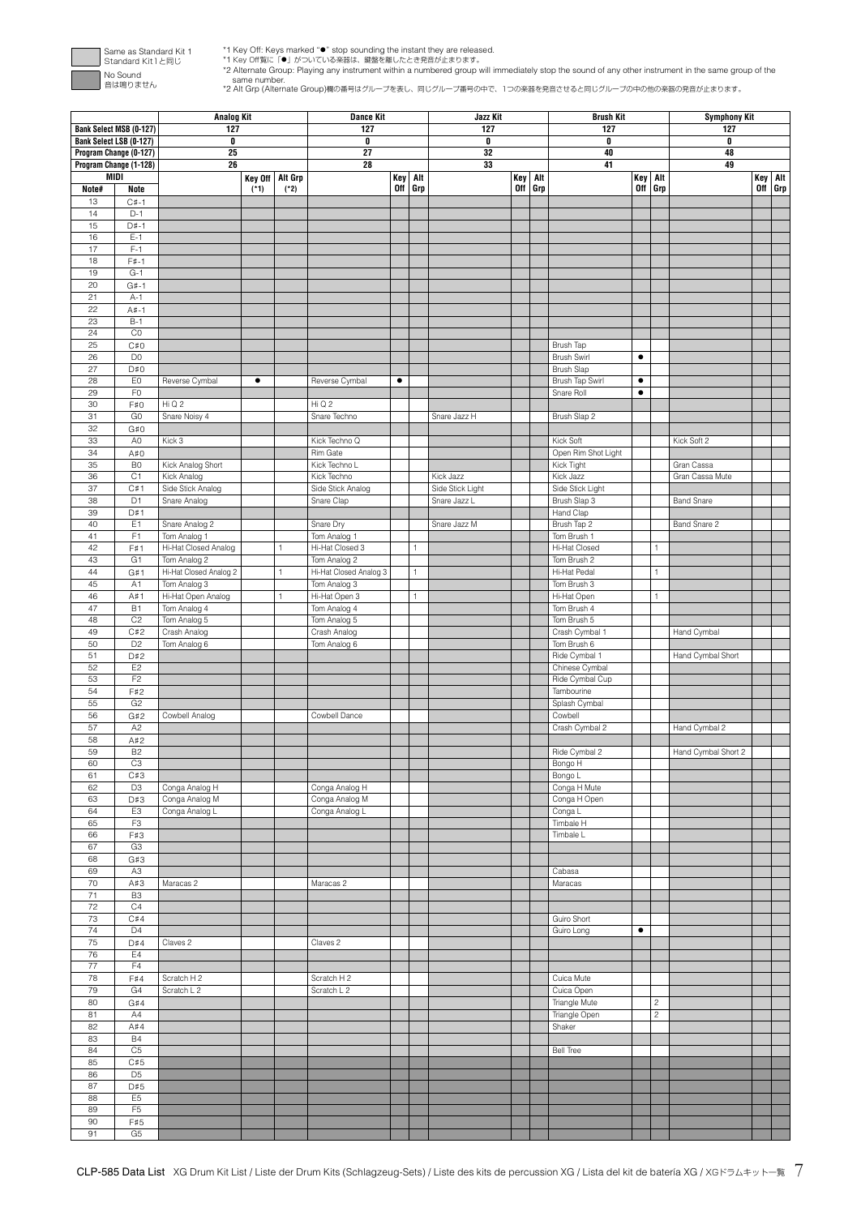Same as Standard Kit 1
Standard Kit 1と同じ

No Sound
音は鳴りません

*1 Key Off: Keys marked "●" stop sounding the instant they are released.
*1 Key Off覧に「●」がついている楽器は、鍵盤を離したとき発音が止まります。
*2 Alternate Group: Playing any instrument within a numbered group will immediately stop the sound of any other instrument in the same group of the same number.
*2 Alt Grp (Alternate Group)欄の番号はグループを表し、同じグループ番号の中で、1つの楽器を発音させると同じグループの中の他の楽器の発音が止まります。

| | | Analog Kit | | | Dance Kit | | | Jazz Kit | | | Brush Kit | | | Symphony Kit | | |
|---|---|---|---|---|---|---|---|---|---|---|---|---|---|---|---|---|
| Bank Select MSB (0-127) | | 127 | | | 127 | | | 127 | | | 127 | | | 127 | | |
| Bank Select LSB (0-127) | | 0 | | | 0 | | | 0 | | | 0 | | | 0 | | |
| Program Change (0-127) | | 25 | | | 27 | | | 32 | | | 40 | | | 48 | | |
| Program Change (1-128) | | 26 | | | 28 | | | 33 | | | 41 | | | 49 | | |
| MIDI Note# | MIDI Note | | Key Off (*1) | Alt Grp (*2) | | Key Off | Alt Grp | | Key Off | Alt Grp | | Key Off | Alt Grp | | Key Off | Alt Grp |
| 13 | C#-1 | | | | | | | | | | | | | | | |
| 14 | D-1 | | | | | | | | | | | | | | | |
| 15 | D#-1 | | | | | | | | | | | | | | | |
| 16 | E-1 | | | | | | | | | | | | | | | |
| 17 | F-1 | | | | | | | | | | | | | | | |
| 18 | F#-1 | | | | | | | | | | | | | | | |
| 19 | G-1 | | | | | | | | | | | | | | | |
| 20 | G#-1 | | | | | | | | | | | | | | | |
| 21 | A-1 | | | | | | | | | | | | | | | |
| 22 | A#-1 | | | | | | | | | | | | | | | |
| 23 | B-1 | | | | | | | | | | | | | | | |
| 24 | C0 | | | | | | | | | | | | | | | |
| 25 | C#0 | | | | | | | | | | Brush Tap | | | | | |
| 26 | D0 | | | | | | | | | | Brush Swirl | ● | | | | |
| 27 | D#0 | | | | | | | | | | Brush Slap | | | | | |
| 28 | E0 | Reverse Cymbal | ● | | Reverse Cymbal | ● | | | | | Brush Tap Swirl | ● | | | | |
| 29 | F0 | | | | | | | | | | Snare Roll | ● | | | | |
| 30 | F#0 | Hi Q 2 | | | Hi Q 2 | | | | | | | | | | | |
| 31 | G0 | Snare Noisy 4 | | | Snare Techno | | | Snare Jazz H | | | Brush Slap 2 | | | | | |
| 32 | G#0 | | | | | | | | | | | | | | | |
| 33 | A0 | Kick 3 | | | Kick Techno Q | | | | | | Kick Soft | | | Kick Soft 2 | | |
| 34 | A#0 | | | | Rim Gate | | | | | | Open Rim Shot Light | | | | | |
| 35 | B0 | Kick Analog Short | | | Kick Techno L | | | | | | Kick Tight | | | Gran Cassa | | |
| 36 | C1 | Kick Analog | | | Kick Techno | | | Kick Jazz | | | Kick Jazz | | | Gran Cassa Mute | | |
| 37 | C#1 | Side Stick Analog | | | Side Stick Analog | | | Side Stick Light | | | Side Stick Light | | | | | |
| 38 | D1 | Snare Analog | | | Snare Clap | | | Snare Jazz L | | | Brush Slap 3 | | | Band Snare | | |
| 39 | D#1 | | | | | | | | | | Hand Clap | | | | | |
| 40 | E1 | Snare Analog 2 | | | Snare Dry | | | Snare Jazz M | | | Brush Tap 2 | | | Band Snare 2 | | |
| 41 | F1 | Tom Analog 1 | | | Tom Analog 1 | | | | | | Tom Brush 1 | | | | | |
| 42 | F#1 | Hi-Hat Closed Analog | | 1 | Hi-Hat Closed 3 | | 1 | | | | Hi-Hat Closed | | 1 | | | |
| 43 | G1 | Tom Analog 2 | | | Tom Analog 2 | | | | | | Tom Brush 2 | | | | | |
| 44 | G#1 | Hi-Hat Closed Analog 2 | | 1 | Hi-Hat Closed Analog 3 | | 1 | | | | Hi-Hat Pedal | | 1 | | | |
| 45 | A1 | Tom Analog 3 | | | Tom Analog 3 | | | | | | Tom Brush 3 | | | | | |
| 46 | A#1 | Hi-Hat Open Analog | | 1 | Hi-Hat Open 3 | | 1 | | | | Hi-Hat Open | | 1 | | | |
| 47 | B1 | Tom Analog 4 | | | Tom Analog 4 | | | | | | Tom Brush 4 | | | | | |
| 48 | C2 | Tom Analog 5 | | | Tom Analog 5 | | | | | | Tom Brush 5 | | | | | |
| 49 | C#2 | Crash Analog | | | Crash Analog | | | | | | Crash Cymbal 1 | | | Hand Cymbal | | |
| 50 | D2 | Tom Analog 6 | | | Tom Analog 6 | | | | | | Tom Brush 6 | | | | | |
| 51 | D#2 | | | | | | | | | | Ride Cymbal 1 | | | Hand Cymbal Short | | |
| 52 | E2 | | | | | | | | | | Chinese Cymbal | | | | | |
| 53 | F2 | | | | | | | | | | Ride Cymbal Cup | | | | | |
| 54 | F#2 | | | | | | | | | | Tambourine | | | | | |
| 55 | G2 | | | | | | | | | | Splash Cymbal | | | | | |
| 56 | G#2 | Cowbell Analog | | | Cowbell Dance | | | | | | Cowbell | | | | | |
| 57 | A2 | | | | | | | | | | Crash Cymbal 2 | | | Hand Cymbal 2 | | |
| 58 | A#2 | | | | | | | | | | | | | | | |
| 59 | B2 | | | | | | | | | | Ride Cymbal 2 | | | Hand Cymbal Short 2 | | |
| 60 | C3 | | | | | | | | | | Bongo H | | | | | |
| 61 | C#3 | | | | | | | | | | Bongo L | | | | | |
| 62 | D3 | Conga Analog H | | | Conga Analog H | | | | | | Conga H Mute | | | | | |
| 63 | D#3 | Conga Analog M | | | Conga Analog M | | | | | | Conga H Open | | | | | |
| 64 | E3 | Conga Analog L | | | Conga Analog L | | | | | | Conga L | | | | | |
| 65 | F3 | | | | | | | | | | Timbale H | | | | | |
| 66 | F#3 | | | | | | | | | | Timbale L | | | | | |
| 67 | G3 | | | | | | | | | | | | | | | |
| 68 | G#3 | | | | | | | | | | | | | | | |
| 69 | A3 | | | | | | | | | | Cabasa | | | | | |
| 70 | A#3 | Maracas 2 | | | Maracas 2 | | | | | | Maracas | | | | | |
| 71 | B3 | | | | | | | | | | | | | | | |
| 72 | C4 | | | | | | | | | | | | | | | |
| 73 | C#4 | | | | | | | | | | Guiro Short | | | | | |
| 74 | D4 | | | | | | | | | | Guiro Long | ● | | | | |
| 75 | D#4 | Claves 2 | | | Claves 2 | | | | | | | | | | | |
| 76 | E4 | | | | | | | | | | | | | | | |
| 77 | F4 | | | | | | | | | | | | | | | |
| 78 | F#4 | Scratch H 2 | | | Scratch H 2 | | | | | | Cuica Mute | | | | | |
| 79 | G4 | Scratch L 2 | | | Scratch L 2 | | | | | | Cuica Open | | | | | |
| 80 | G#4 | | | | | | | | | | Triangle Mute | | 2 | | | |
| 81 | A4 | | | | | | | | | | Triangle Open | | 2 | | | |
| 82 | A#4 | | | | | | | | | | Shaker | | | | | |
| 83 | B4 | | | | | | | | | | | | | | | |
| 84 | C5 | | | | | | | | | | Bell Tree | | | | | |
| 85 | C#5 | | | | | | | | | | | | | | | |
| 86 | D5 | | | | | | | | | | | | | | | |
| 87 | D#5 | | | | | | | | | | | | | | | |
| 88 | E5 | | | | | | | | | | | | | | | |
| 89 | F5 | | | | | | | | | | | | | | | |
| 90 | F#5 | | | | | | | | | | | | | | | |
| 91 | G5 | | | | | | | | | | | | | | | |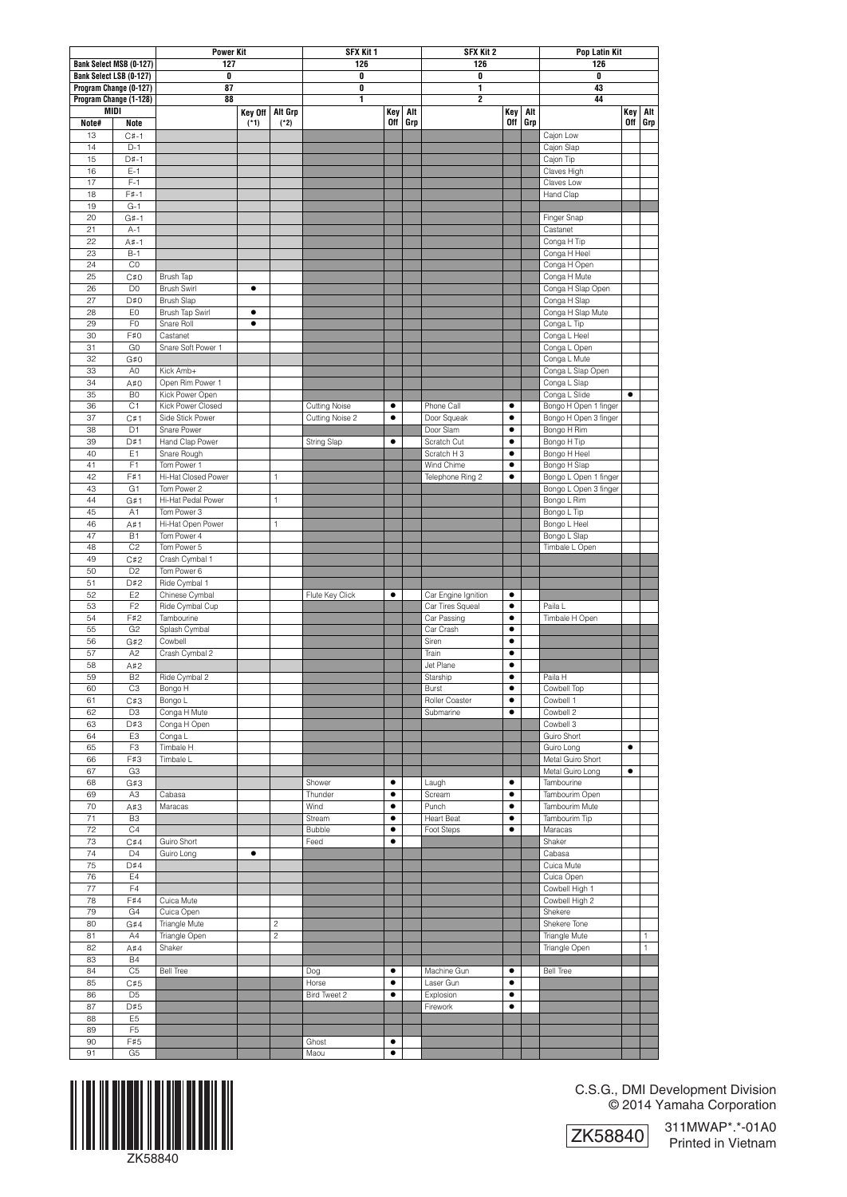| | | Power Kit | | | SFX Kit 1 | | | SFX Kit 2 | | | Pop Latin Kit | | |
|---|---|---|---|---|---|---|---|---|---|---|---|---|---|
| Bank Select MSB (0-127) | | 127 | | | 126 | | | 126 | | | 126 | | |
| Bank Select LSB (0-127) | | 0 | | | 0 | | | 0 | | | 0 | | |
| Program Change (0-127) | | 87 | | | 0 | | | 1 | | | 43 | | |
| Program Change (1-128) | | 88 | | | 1 | | | 2 | | | 44 | | |
| MIDI | | | Key Off | Alt Grp | | Key | Alt | | Key | Alt | | Key | Alt |
| Note# | Note | | (*1) | (*2) | | Off | Grp | | Off | Grp | | Off | Grp |
| 13 | C#-1 | | | | | | | | | | Cajon Low | | |
| 14 | D-1 | | | | | | | | | | Cajon Slap | | |
| 15 | D#-1 | | | | | | | | | | Cajon Tip | | |
| 16 | E-1 | | | | | | | | | | Claves High | | |
| 17 | F-1 | | | | | | | | | | Claves Low | | |
| 18 | F#-1 | | | | | | | | | | Hand Clap | | |
| 19 | G-1 | | | | | | | | | | | | |
| 20 | G#-1 | | | | | | | | | | Finger Snap | | |
| 21 | A-1 | | | | | | | | | | Castanet | | |
| 22 | A#-1 | | | | | | | | | | Conga H Tip | | |
| 23 | B-1 | | | | | | | | | | Conga H Heel | | |
| 24 | C0 | | | | | | | | | | Conga H Open | | |
| 25 | C#0 | Brush Tap | | | | | | | | | Conga H Mute | | |
| 26 | D0 | Brush Swirl | ● | | | | | | | | Conga H Slap Open | | |
| 27 | D#0 | Brush Slap | | | | | | | | | Conga H Slap | | |
| 28 | E0 | Brush Tap Swirl | ● | | | | | | | | Conga H Slap Mute | | |
| 29 | F0 | Snare Roll | ● | | | | | | | | Conga L Tip | | |
| 30 | F#0 | Castanet | | | | | | | | | Conga L Heel | | |
| 31 | G0 | Snare Soft Power 1 | | | | | | | | | Conga L Open | | |
| 32 | G#0 | | | | | | | | | | Conga L Mute | | |
| 33 | A0 | Kick Amb+ | | | | | | | | | Conga L Slap Open | | |
| 34 | A#0 | Open Rim Power 1 | | | | | | | | | Conga L Slap | | |
| 35 | B0 | Kick Power Open | | | | | | | | | Conga L Slide | ● | |
| 36 | C1 | Kick Power Closed | | | Cutting Noise | ● | | Phone Call | ● | | Bongo H Open 1 finger | | |
| 37 | C#1 | Side Stick Power | | | Cutting Noise 2 | ● | | Door Squeak | ● | | Bongo H Open 3 finger | | |
| 38 | D1 | Snare Power | | | | | | Door Slam | ● | | Bongo H Rim | | |
| 39 | D#1 | Hand Clap Power | | | String Slap | ● | | Scratch Cut | ● | | Bongo H Tip | | |
| 40 | E1 | Snare Rough | | | | | | Scratch H 3 | ● | | Bongo H Heel | | |
| 41 | F1 | Tom Power 1 | | | | | | Wind Chime | ● | | Bongo H Slap | | |
| 42 | F#1 | Hi-Hat Closed Power | | 1 | | | | Telephone Ring 2 | ● | | Bongo L Open 1 finger | | |
| 43 | G1 | Tom Power 2 | | | | | | | | | Bongo L Open 3 finger | | |
| 44 | G#1 | Hi-Hat Pedal Power | | 1 | | | | | | | Bongo L Rim | | |
| 45 | A1 | Tom Power 3 | | | | | | | | | Bongo L Tip | | |
| 46 | A#1 | Hi-Hat Open Power | | 1 | | | | | | | Bongo L Heel | | |
| 47 | B1 | Tom Power 4 | | | | | | | | | Bongo L Slap | | |
| 48 | C2 | Tom Power 5 | | | | | | | | | Timbale L Open | | |
| 49 | C#2 | Crash Cymbal 1 | | | | | | | | | | | |
| 50 | D2 | Tom Power 6 | | | | | | | | | | | |
| 51 | D#2 | Ride Cymbal 1 | | | | | | | | | | | |
| 52 | E2 | Chinese Cymbal | | | Flute Key Click | ● | | Car Engine Ignition | ● | | | | |
| 53 | F2 | Ride Cymbal Cup | | | | | | Car Tires Squeal | ● | | Paila L | | |
| 54 | F#2 | Tambourine | | | | | | Car Passing | ● | | Timbale H Open | | |
| 55 | G2 | Splash Cymbal | | | | | | Car Crash | ● | | | | |
| 56 | G#2 | Cowbell | | | | | | Siren | ● | | | | |
| 57 | A2 | Crash Cymbal 2 | | | | | | Train | ● | | | | |
| 58 | A#2 | | | | | | | Jet Plane | ● | | | | |
| 59 | B2 | Ride Cymbal 2 | | | | | | Starship | ● | | Paila H | | |
| 60 | C3 | Bongo H | | | | | | Burst | ● | | Cowbell Top | | |
| 61 | C#3 | Bongo L | | | | | | Roller Coaster | ● | | Cowbell 1 | | |
| 62 | D3 | Conga H Mute | | | | | | Submarine | ● | | Cowbell 2 | | |
| 63 | D#3 | Conga H Open | | | | | | | | | Cowbell 3 | | |
| 64 | E3 | Conga L | | | | | | | | | Guiro Short | | |
| 65 | F3 | Timbale H | | | | | | | | | Guiro Long | ● | |
| 66 | F#3 | Timbale L | | | | | | | | | Metal Guiro Short | | |
| 67 | G3 | | | | | | | | | | Metal Guiro Long | ● | |
| 68 | G#3 | | | | Shower | ● | | Laugh | ● | | Tambourine | | |
| 69 | A3 | Cabasa | | | Thunder | ● | | Scream | ● | | Tambourim Open | | |
| 70 | A#3 | Maracas | | | Wind | ● | | Punch | ● | | Tambourim Mute | | |
| 71 | B3 | | | | Stream | ● | | Heart Beat | ● | | Tambourim Tip | | |
| 72 | C4 | | | | Bubble | ● | | Foot Steps | ● | | Maracas | | |
| 73 | C#4 | Guiro Short | | | Feed | ● | | | | | Shaker | | |
| 74 | D4 | Guiro Long | ● | | | | | | | | Cabasa | | |
| 75 | D#4 | | | | | | | | | | Cuica Mute | | |
| 76 | E4 | | | | | | | | | | Cuica Open | | |
| 77 | F4 | | | | | | | | | | Cowbell High 1 | | |
| 78 | F#4 | Cuica Mute | | | | | | | | | Cowbell High 2 | | |
| 79 | G4 | Cuica Open | | | | | | | | | Shekere | | |
| 80 | G#4 | Triangle Mute | | 2 | | | | | | | Shekere Tone | | |
| 81 | A4 | Triangle Open | | 2 | | | | | | | Triangle Mute | | 1 |
| 82 | A#4 | Shaker | | | | | | | | | Triangle Open | | 1 |
| 83 | B4 | | | | | | | | | | | | |
| 84 | C5 | Bell Tree | | | Dog | ● | | Machine Gun | ● | | Bell Tree | | |
| 85 | C#5 | | | | Horse | ● | | Laser Gun | ● | | | | |
| 86 | D5 | | | | Bird Tweet 2 | ● | | Explosion | ● | | | | |
| 87 | D#5 | | | | | | | Firework | ● | | | | |
| 88 | E5 | | | | | | | | | | | | |
| 89 | F5 | | | | | | | | | | | | |
| 90 | F#5 | | | | Ghost | ● | | | | | | | |
| 91 | G5 | | | | Maou | ● | | | | | | | |

ZK58840

C.S.G., DMI Development Division
© 2014 Yamaha Corporation

ZK58840

311MWAP*.*-01A0
Printed in Vietnam